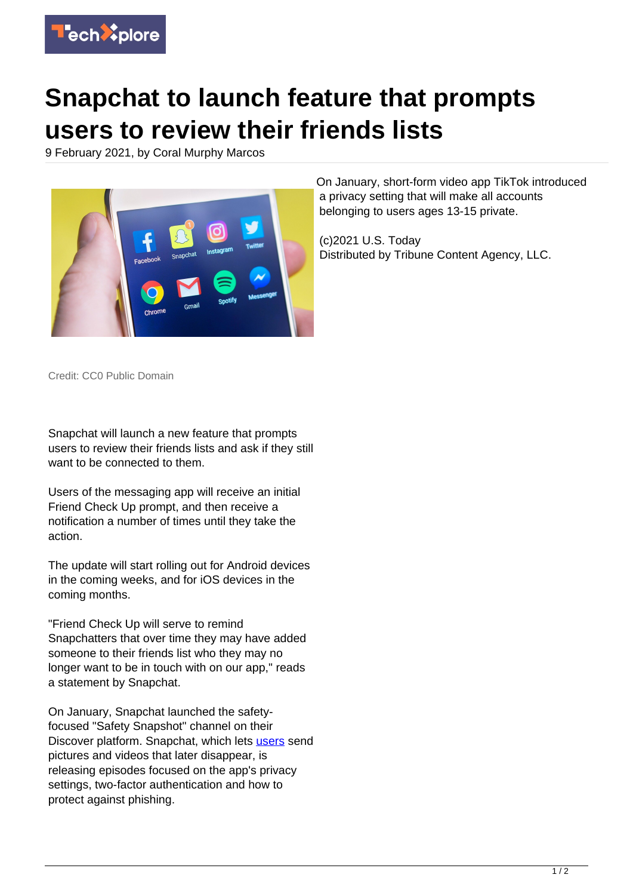# Snapchat to launch feature that prompts users to review their friends lists

9 February 2021, by Coral Murphy Marcos

Credit: CC0 Public Domain

Snapchat will launch a new feature that prompts users to review their friends lists and ask if they still want to be connected to them.

Users of the messaging app will receive an initial Friend Check Up prompt, and then receive a notification a number of times until they take the action.

The update will start rolling out for Android devices in the coming weeks, and for iOS devices in the coming months.

"Friend Check Up will serve to remind Snapchatters that over time they may have added someone to their friends list who they may no longer want to be in touch with on our app," reads a statement by Snapchat.

On January, Snapchat launched the safety-focused "Safety Snapshot" channel on their Discover platform. Snapchat, which lets users send pictures and videos that later disappear, is releasing episodes focused on the app's privacy settings, two-factor authentication and how to protect against phishing.

On January, short-form video app TikTok introduced a privacy setting that will make all accounts belonging to users ages 13-15 private.

(c)2021 U.S. Today
Distributed by Tribune Content Agency, LLC.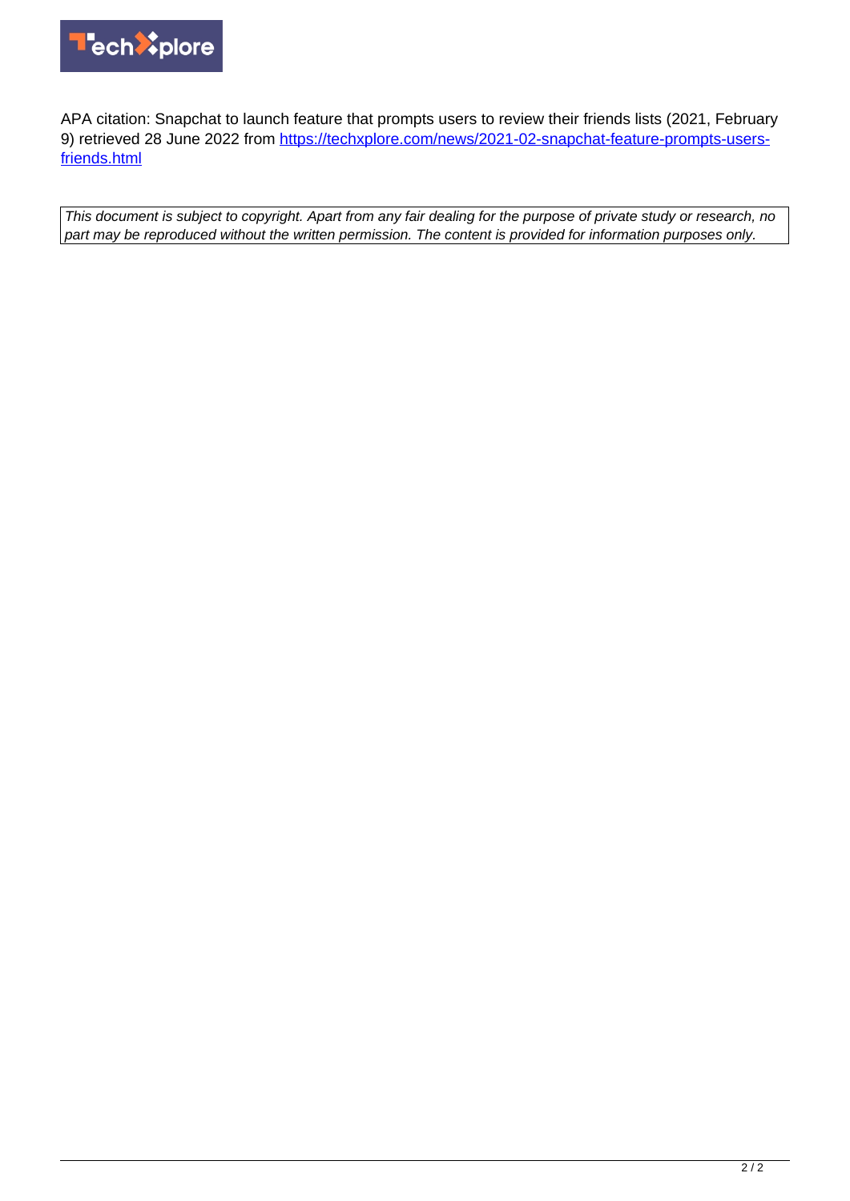APA citation: Snapchat to launch feature that prompts users to review their friends lists (2021, February 9) retrieved 28 June 2022 from [https://techxplore.com/news/2021-02-snapchat-feature-prompts-users-friends.html](https://techxplore.com/news/2021-02-snapchat-feature-prompts-users-friends.html)

*This document is subject to copyright. Apart from any fair dealing for the purpose of private study or research, no part may be reproduced without the written permission. The content is provided for information purposes only.*